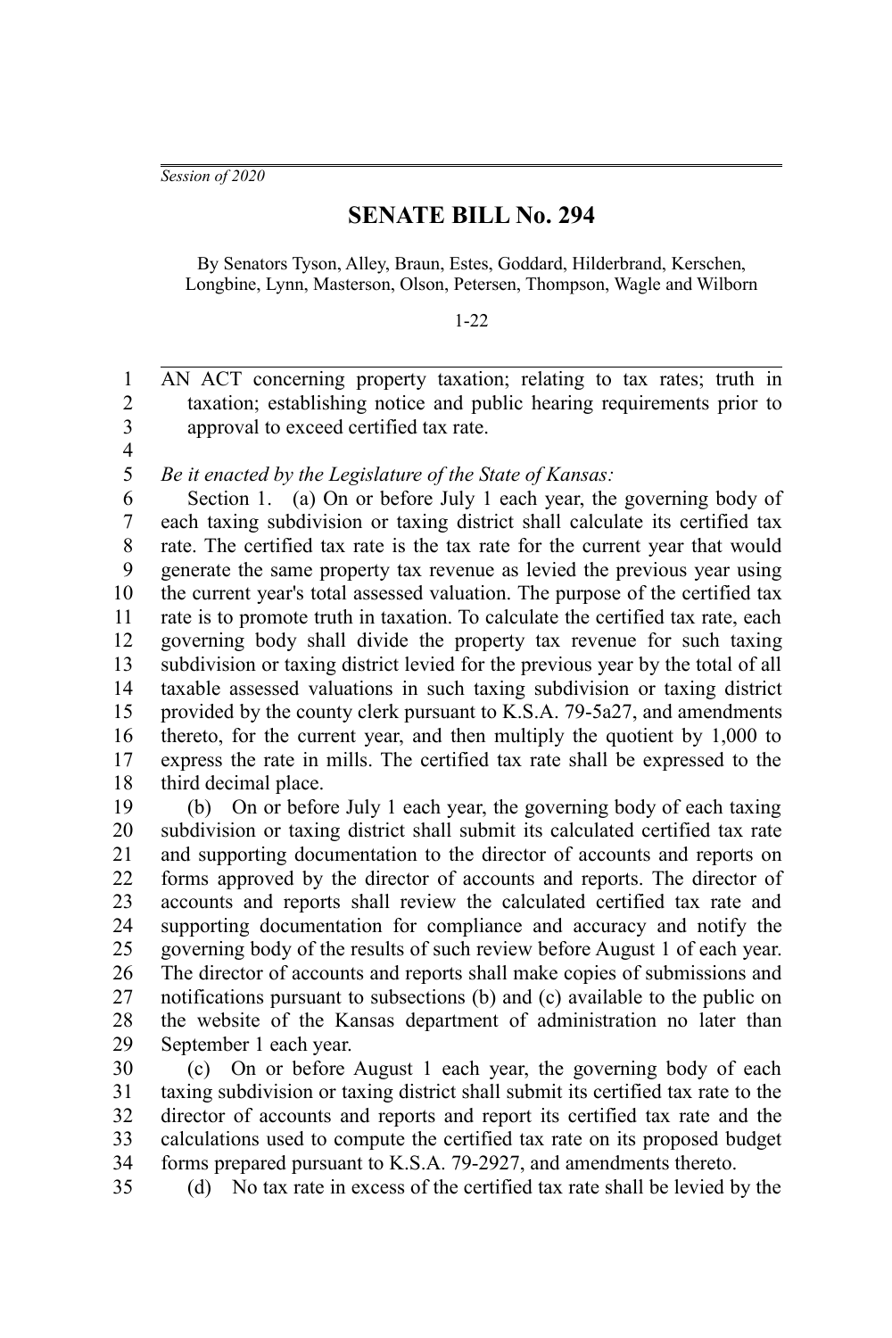*Session of 2020*

# SENATE BILL No. 294

By Senators Tyson, Alley, Braun, Estes, Goddard, Hilderbrand, Kerschen, Longbine, Lynn, Masterson, Olson, Petersen, Thompson, Wagle and Wilborn

1-22

AN ACT concerning property taxation; relating to tax rates; truth in taxation; establishing notice and public hearing requirements prior to approval to exceed certified tax rate.

*Be it enacted by the Legislature of the State of Kansas:*

Section 1. (a) On or before July 1 each year, the governing body of each taxing subdivision or taxing district shall calculate its certified tax rate. The certified tax rate is the tax rate for the current year that would generate the same property tax revenue as levied the previous year using the current year's total assessed valuation. The purpose of the certified tax rate is to promote truth in taxation. To calculate the certified tax rate, each governing body shall divide the property tax revenue for such taxing subdivision or taxing district levied for the previous year by the total of all taxable assessed valuations in such taxing subdivision or taxing district provided by the county clerk pursuant to K.S.A. 79-5a27, and amendments thereto, for the current year, and then multiply the quotient by 1,000 to express the rate in mills. The certified tax rate shall be expressed to the third decimal place.

(b) On or before July 1 each year, the governing body of each taxing subdivision or taxing district shall submit its calculated certified tax rate and supporting documentation to the director of accounts and reports on forms approved by the director of accounts and reports. The director of accounts and reports shall review the calculated certified tax rate and supporting documentation for compliance and accuracy and notify the governing body of the results of such review before August 1 of each year. The director of accounts and reports shall make copies of submissions and notifications pursuant to subsections (b) and (c) available to the public on the website of the Kansas department of administration no later than September 1 each year.

(c) On or before August 1 each year, the governing body of each taxing subdivision or taxing district shall submit its certified tax rate to the director of accounts and reports and report its certified tax rate and the calculations used to compute the certified tax rate on its proposed budget forms prepared pursuant to K.S.A. 79-2927, and amendments thereto.

(d) No tax rate in excess of the certified tax rate shall be levied by the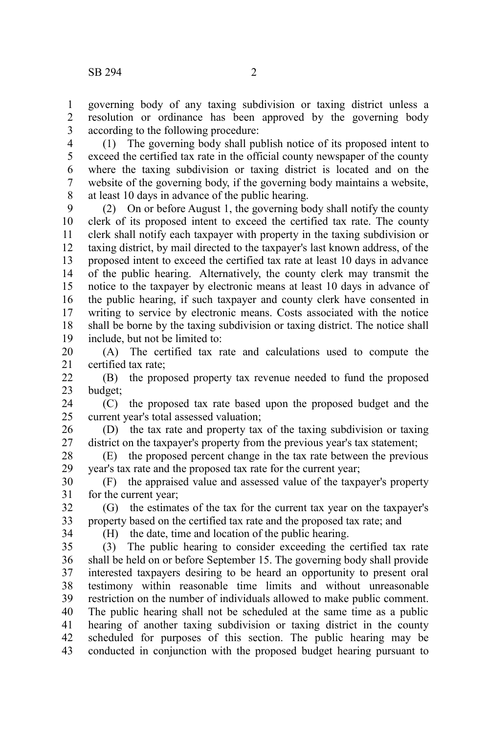governing body of any taxing subdivision or taxing district unless a resolution or ordinance has been approved by the governing body according to the following procedure:

(1) The governing body shall publish notice of its proposed intent to exceed the certified tax rate in the official county newspaper of the county where the taxing subdivision or taxing district is located and on the website of the governing body, if the governing body maintains a website, at least 10 days in advance of the public hearing.

(2) On or before August 1, the governing body shall notify the county clerk of its proposed intent to exceed the certified tax rate. The county clerk shall notify each taxpayer with property in the taxing subdivision or taxing district, by mail directed to the taxpayer's last known address, of the proposed intent to exceed the certified tax rate at least 10 days in advance of the public hearing. Alternatively, the county clerk may transmit the notice to the taxpayer by electronic means at least 10 days in advance of the public hearing, if such taxpayer and county clerk have consented in writing to service by electronic means. Costs associated with the notice shall be borne by the taxing subdivision or taxing district. The notice shall include, but not be limited to:

(A) The certified tax rate and calculations used to compute the certified tax rate;

(B) the proposed property tax revenue needed to fund the proposed budget;

(C) the proposed tax rate based upon the proposed budget and the current year's total assessed valuation;

(D) the tax rate and property tax of the taxing subdivision or taxing district on the taxpayer's property from the previous year's tax statement;

(E) the proposed percent change in the tax rate between the previous year's tax rate and the proposed tax rate for the current year;

(F) the appraised value and assessed value of the taxpayer's property for the current year;

(G) the estimates of the tax for the current tax year on the taxpayer's property based on the certified tax rate and the proposed tax rate; and

(H) the date, time and location of the public hearing.

(3) The public hearing to consider exceeding the certified tax rate shall be held on or before September 15. The governing body shall provide interested taxpayers desiring to be heard an opportunity to present oral testimony within reasonable time limits and without unreasonable restriction on the number of individuals allowed to make public comment. The public hearing shall not be scheduled at the same time as a public hearing of another taxing subdivision or taxing district in the county scheduled for purposes of this section. The public hearing may be conducted in conjunction with the proposed budget hearing pursuant to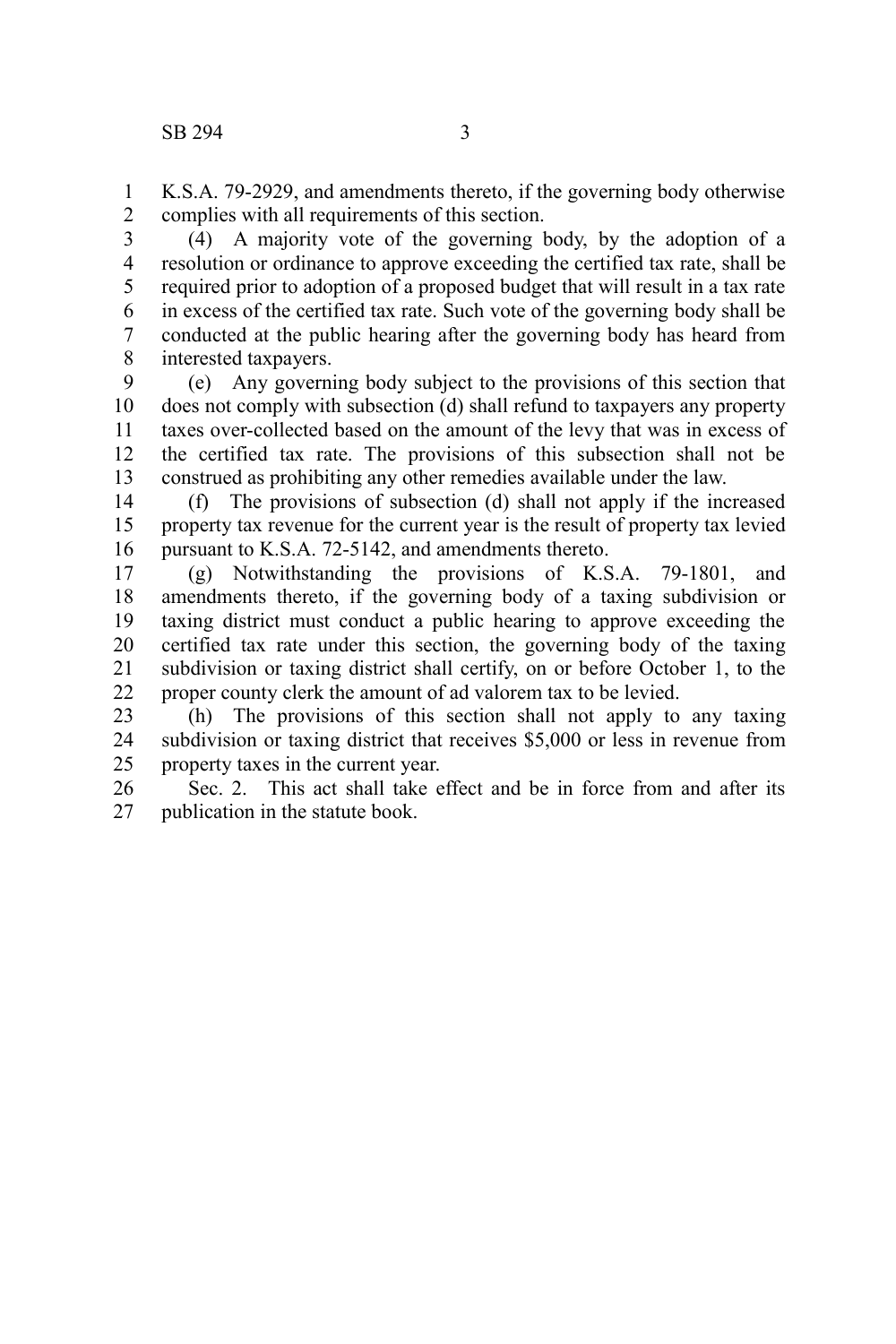K.S.A. 79-2929, and amendments thereto, if the governing body otherwise complies with all requirements of this section.

(4) A majority vote of the governing body, by the adoption of a resolution or ordinance to approve exceeding the certified tax rate, shall be required prior to adoption of a proposed budget that will result in a tax rate in excess of the certified tax rate. Such vote of the governing body shall be conducted at the public hearing after the governing body has heard from interested taxpayers.

(e) Any governing body subject to the provisions of this section that does not comply with subsection (d) shall refund to taxpayers any property taxes over-collected based on the amount of the levy that was in excess of the certified tax rate. The provisions of this subsection shall not be construed as prohibiting any other remedies available under the law.

(f) The provisions of subsection (d) shall not apply if the increased property tax revenue for the current year is the result of property tax levied pursuant to K.S.A. 72-5142, and amendments thereto.

(g) Notwithstanding the provisions of K.S.A. 79-1801, and amendments thereto, if the governing body of a taxing subdivision or taxing district must conduct a public hearing to approve exceeding the certified tax rate under this section, the governing body of the taxing subdivision or taxing district shall certify, on or before October 1, to the proper county clerk the amount of ad valorem tax to be levied.

(h) The provisions of this section shall not apply to any taxing subdivision or taxing district that receives $5,000 or less in revenue from property taxes in the current year.

Sec. 2. This act shall take effect and be in force from and after its publication in the statute book.